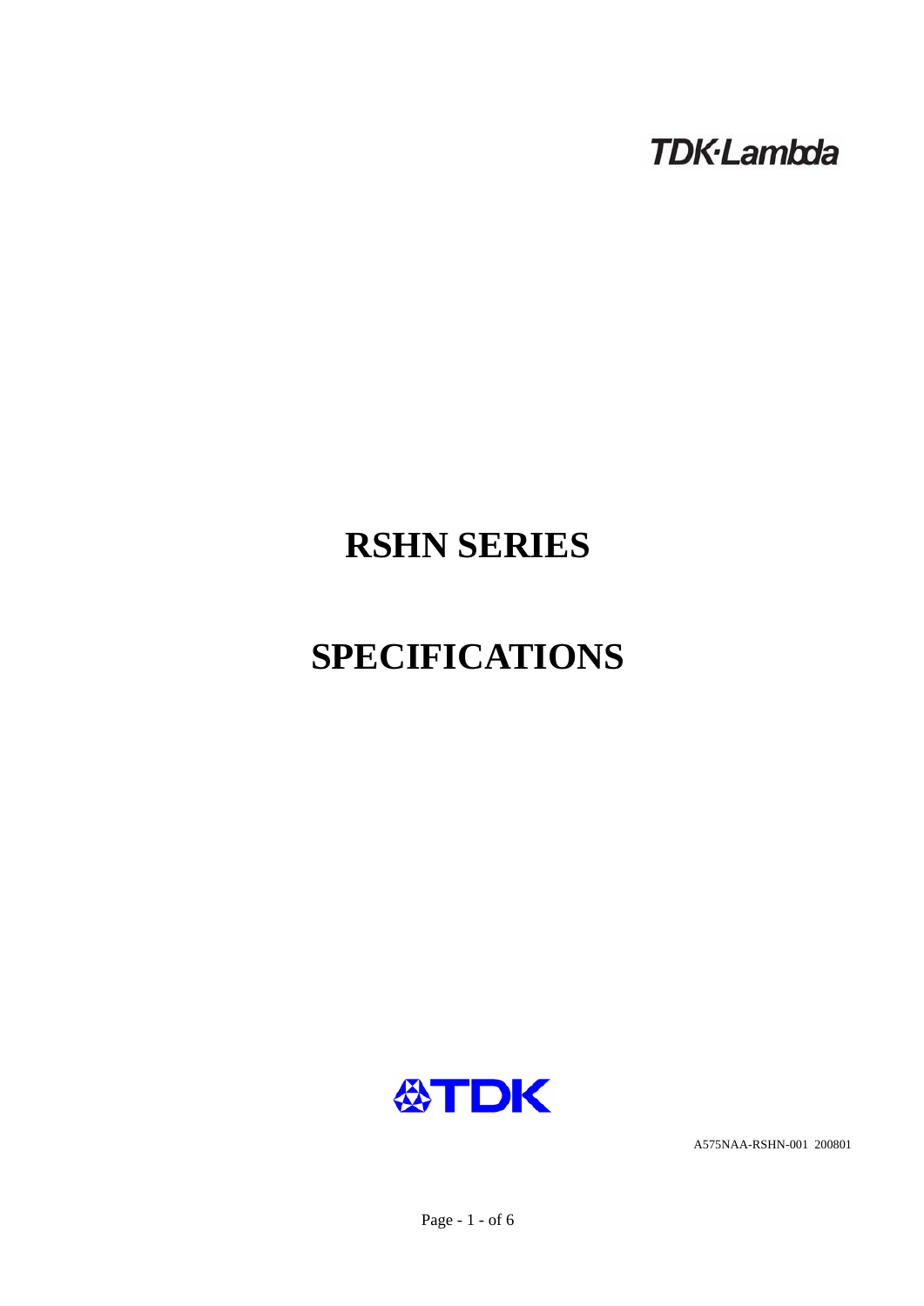TDK·Lambda

# RSHN SERIES

# SPECIFICATIONS

TDK

A575NAA-RSHN-001 200801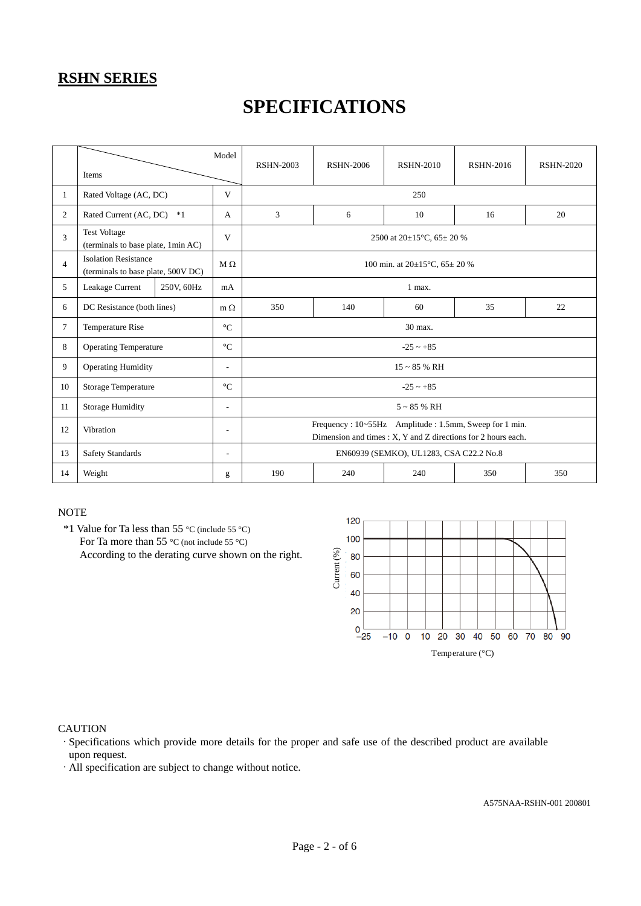## RSHN SERIES

# SPECIFICATIONS

| | Items / Model | | | RSHN-2003 | RSHN-2006 | RSHN-2010 | RSHN-2016 | RSHN-2020 |
|---|---|---|---|---|---|---|---|---|
| 1 | Rated Voltage (AC, DC) | | V | 250 | | | | |
| 2 | Rated Current (AC, DC) *1 | | A | 3 | 6 | 10 | 16 | 20 |
| 3 | Test Voltage (terminals to base plate, 1min AC) | | V | 2500 at 20±15°C, 65± 20 % | | | | |
| 4 | Isolation Resistance (terminals to base plate, 500V DC) | | M Ω | 100 min. at 20±15°C, 65± 20 % | | | | |
| 5 | Leakage Current | 250V, 60Hz | mA | 1 max. | | | | |
| 6 | DC Resistance (both lines) | | m Ω | 350 | 140 | 60 | 35 | 22 |
| 7 | Temperature Rise | | °C | 30 max. | | | | |
| 8 | Operating Temperature | | °C | -25 ~ +85 | | | | |
| 9 | Operating Humidity | | - | 15 ~ 85 % RH | | | | |
| 10 | Storage Temperature | | °C | -25 ~ +85 | | | | |
| 11 | Storage Humidity | | - | 5 ~ 85 % RH | | | | |
| 12 | Vibration | | - | Frequency : 10~55Hz Amplitude : 1.5mm, Sweep for 1 min. Dimension and times : X, Y and Z directions for 2 hours each. | | | | |
| 13 | Safety Standards | | - | EN60939 (SEMKO), UL1283, CSA C22.2 No.8 | | | | |
| 14 | Weight | | g | 190 | 240 | 240 | 350 | 350 |

NOTE

*1 Value for Ta less than 55 °C (include 55 °C)
For Ta more than 55 °C (not include 55 °C)
According to the derating curve shown on the right.

CAUTION

- Specifications which provide more details for the proper and safe use of the described product are available upon request.
- All specification are subject to change without notice.

A575NAA-RSHN-001 200801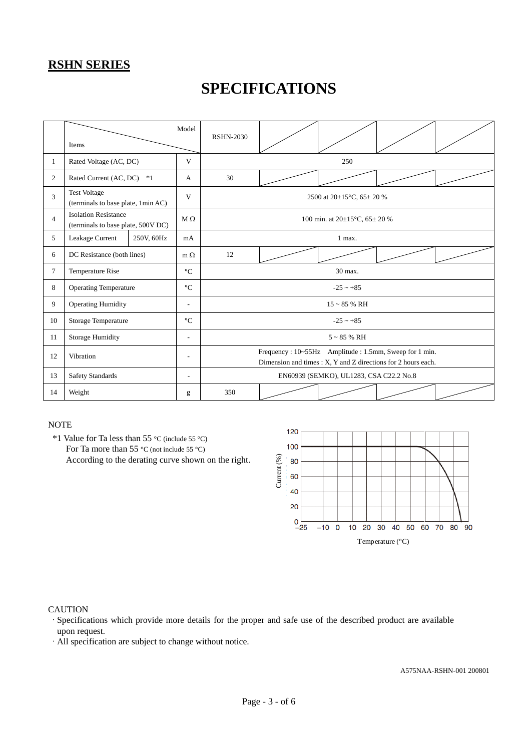## RSHN SERIES

# SPECIFICATIONS

| | Items | | Model | RSHN-2030 | | | | |
|---|---|---|---|---|---|---|---|---|
| 1 | Rated Voltage (AC, DC) | | V | 250 | | | | |
| 2 | Rated Current (AC, DC) *1 | | A | 30 | | | | |
| 3 | Test Voltage (terminals to base plate, 1min AC) | | V | 2500 at 20±15°C, 65± 20 % | | | | |
| 4 | Isolation Resistance (terminals to base plate, 500V DC) | | M Ω | 100 min. at 20±15°C, 65± 20 % | | | | |
| 5 | Leakage Current | 250V, 60Hz | mA | 1 max. | | | | |
| 6 | DC Resistance (both lines) | | m Ω | 12 | | | | |
| 7 | Temperature Rise | | °C | 30 max. | | | | |
| 8 | Operating Temperature | | °C | -25 ~ +85 | | | | |
| 9 | Operating Humidity | | - | 15 ~ 85 % RH | | | | |
| 10 | Storage Temperature | | °C | -25 ~ +85 | | | | |
| 11 | Storage Humidity | | - | 5 ~ 85 % RH | | | | |
| 12 | Vibration | | - | Frequency : 10~55Hz Amplitude : 1.5mm, Sweep for 1 min. Dimension and times : X, Y and Z directions for 2 hours each. | | | | |
| 13 | Safety Standards | | - | EN60939 (SEMKO), UL1283, CSA C22.2 No.8 | | | | |
| 14 | Weight | | g | 350 | | | | |

NOTE

*1 Value for Ta less than 55 °C (include 55 °C)
For Ta more than 55 °C (not include 55 °C)
According to the derating curve shown on the right.

CAUTION

- Specifications which provide more details for the proper and safe use of the described product are available upon request.
- All specification are subject to change without notice.

A575NAA-RSHN-001 200801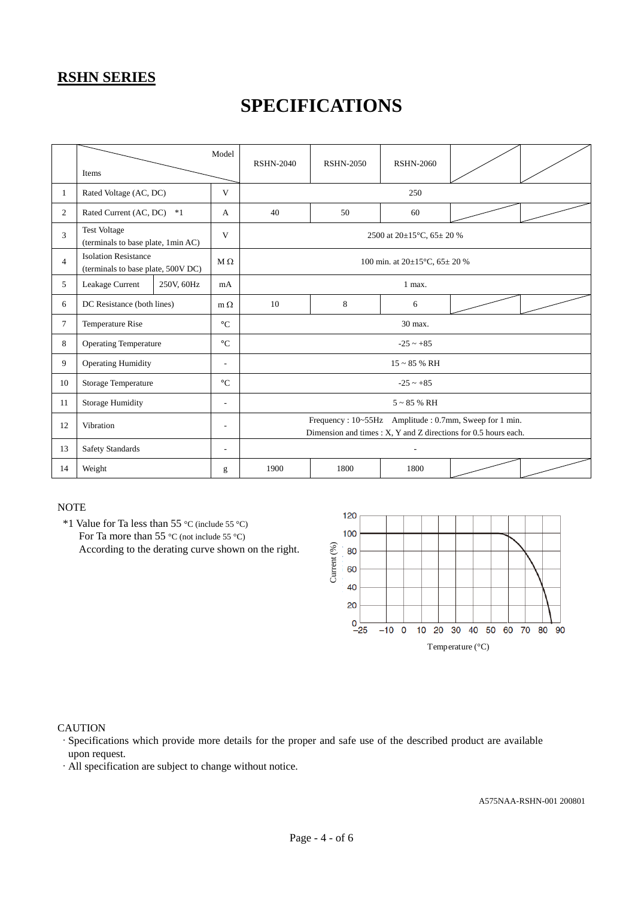## RSHN SERIES

# SPECIFICATIONS

| | Items \ Model | | | RSHN-2040 | RSHN-2050 | RSHN-2060 | | |
|---|---|---|---|---|---|---|---|---|
| 1 | Rated Voltage (AC, DC) | | V | 250 | | | | |
| 2 | Rated Current (AC, DC) *1 | | A | 40 | 50 | 60 | | |
| 3 | Test Voltage (terminals to base plate, 1min AC) | | V | 2500 at 20±15°C, 65± 20 % | | | | |
| 4 | Isolation Resistance (terminals to base plate, 500V DC) | | M Ω | 100 min. at 20±15°C, 65± 20 % | | | | |
| 5 | Leakage Current | 250V, 60Hz | mA | 1 max. | | | | |
| 6 | DC Resistance (both lines) | | m Ω | 10 | 8 | 6 | | |
| 7 | Temperature Rise | | °C | 30 max. | | | | |
| 8 | Operating Temperature | | °C | -25 ~ +85 | | | | |
| 9 | Operating Humidity | | - | 15 ~ 85 % RH | | | | |
| 10 | Storage Temperature | | °C | -25 ~ +85 | | | | |
| 11 | Storage Humidity | | - | 5 ~ 85 % RH | | | | |
| 12 | Vibration | | - | Frequency : 10~55Hz Amplitude : 0.7mm, Sweep for 1 min. Dimension and times : X, Y and Z directions for 0.5 hours each. | | | | |
| 13 | Safety Standards | | - | - | | | | |
| 14 | Weight | | g | 1900 | 1800 | 1800 | | |

NOTE

*1 Value for Ta less than 55 °C (include 55 °C)
For Ta more than 55 °C (not include 55 °C)
According to the derating curve shown on the right.

CAUTION

- Specifications which provide more details for the proper and safe use of the described product are available upon request.
- All specification are subject to change without notice.

A575NAA-RSHN-001 200801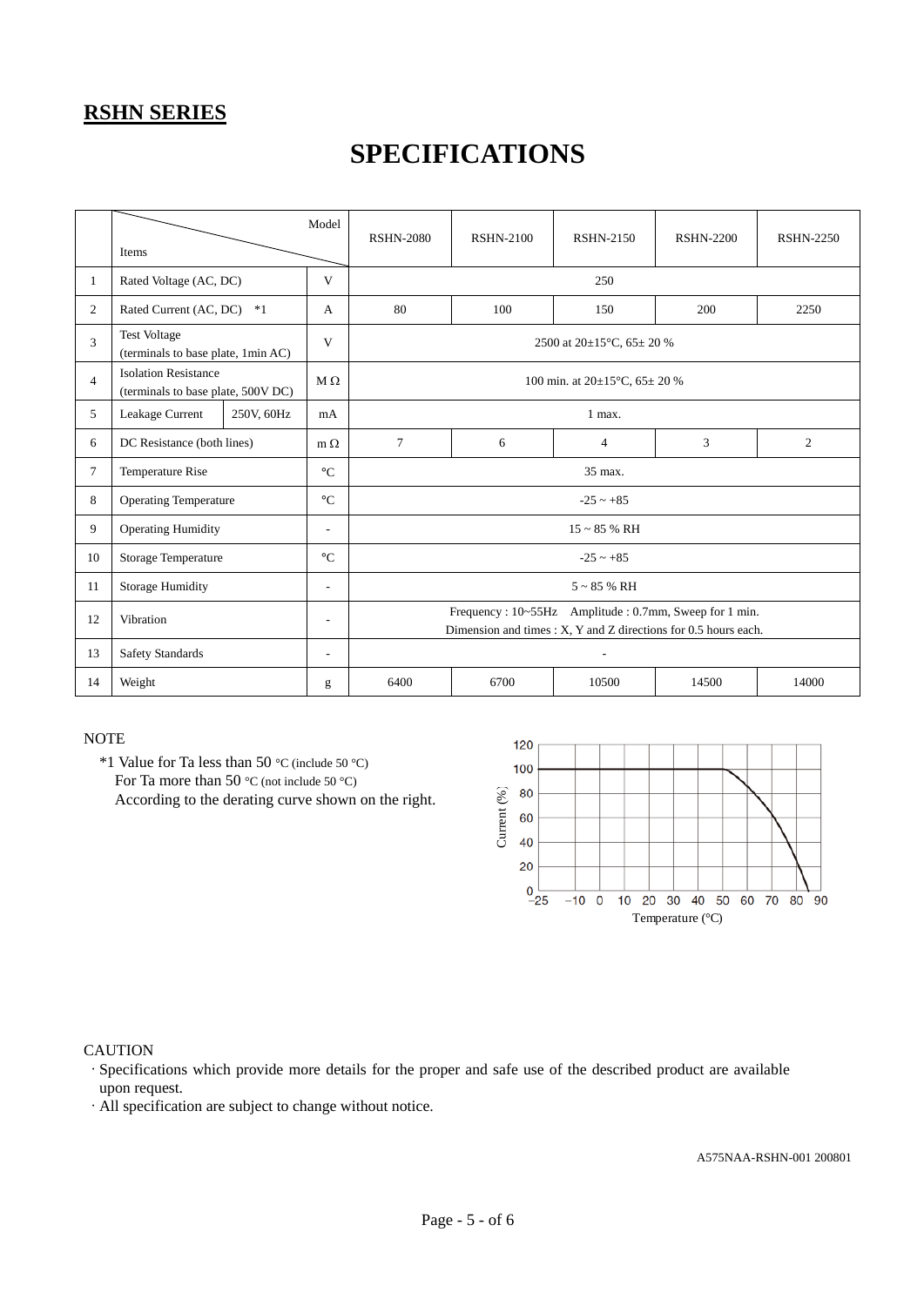## RSHN SERIES

# SPECIFICATIONS

| | Items \ Model | | | RSHN-2080 | RSHN-2100 | RSHN-2150 | RSHN-2200 | RSHN-2250 |
|---|---|---|---|---|---|---|---|---|
| 1 | Rated Voltage (AC, DC) | | V | 250 | | | | |
| 2 | Rated Current (AC, DC) *1 | | A | 80 | 100 | 150 | 200 | 2250 |
| 3 | Test Voltage (terminals to base plate, 1min AC) | | V | 2500 at 20±15°C, 65± 20 % | | | | |
| 4 | Isolation Resistance (terminals to base plate, 500V DC) | | M Ω | 100 min. at 20±15°C, 65± 20 % | | | | |
| 5 | Leakage Current | 250V, 60Hz | mA | 1 max. | | | | |
| 6 | DC Resistance (both lines) | | m Ω | 7 | 6 | 4 | 3 | 2 |
| 7 | Temperature Rise | | °C | 35 max. | | | | |
| 8 | Operating Temperature | | °C | -25 ~ +85 | | | | |
| 9 | Operating Humidity | | - | 15 ~ 85 % RH | | | | |
| 10 | Storage Temperature | | °C | -25 ~ +85 | | | | |
| 11 | Storage Humidity | | - | 5 ~ 85 % RH | | | | |
| 12 | Vibration | | - | Frequency : 10~55Hz Amplitude : 0.7mm, Sweep for 1 min. Dimension and times : X, Y and Z directions for 0.5 hours each. | | | | |
| 13 | Safety Standards | | - | - | | | | |
| 14 | Weight | | g | 6400 | 6700 | 10500 | 14500 | 14000 |

NOTE

*1 Value for Ta less than 50 °C (include 50 °C)
For Ta more than 50 °C (not include 50 °C)
According to the derating curve shown on the right.

CAUTION

· Specifications which provide more details for the proper and safe use of the described product are available upon request.
· All specification are subject to change without notice.

A575NAA-RSHN-001 200801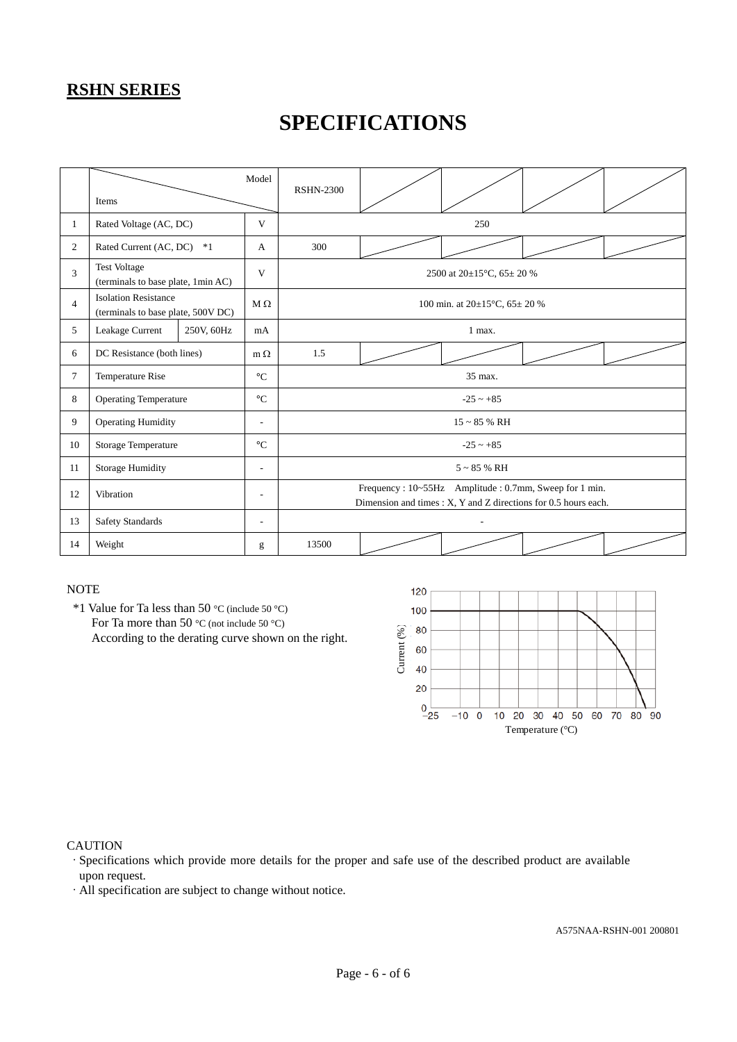**RSHN SERIES**

# SPECIFICATIONS

| | Items / Model | | Unit | RSHN-2300 | | | | |
|---|---|---|---|---|---|---|---|---|
| 1 | Rated Voltage (AC, DC) | | V | 250 | | | | |
| 2 | Rated Current (AC, DC) *1 | | A | 300 | | | | |
| 3 | Test Voltage (terminals to base plate, 1min AC) | | V | 2500 at 20±15°C, 65± 20 % | | | | |
| 4 | Isolation Resistance (terminals to base plate, 500V DC) | | M Ω | 100 min. at 20±15°C, 65± 20 % | | | | |
| 5 | Leakage Current | 250V, 60Hz | mA | 1 max. | | | | |
| 6 | DC Resistance (both lines) | | m Ω | 1.5 | | | | |
| 7 | Temperature Rise | | °C | 35 max. | | | | |
| 8 | Operating Temperature | | °C | -25 ~ +85 | | | | |
| 9 | Operating Humidity | | - | 15 ~ 85 % RH | | | | |
| 10 | Storage Temperature | | °C | -25 ~ +85 | | | | |
| 11 | Storage Humidity | | - | 5 ~ 85 % RH | | | | |
| 12 | Vibration | | - | Frequency : 10~55Hz Amplitude : 0.7mm, Sweep for 1 min. Dimension and times : X, Y and Z directions for 0.5 hours each. | | | | |
| 13 | Safety Standards | | - | - | | | | |
| 14 | Weight | | g | 13500 | | | | |

NOTE

*1 Value for Ta less than 50 °C (include 50 °C)
For Ta more than 50 °C (not include 50 °C)
According to the derating curve shown on the right.

Current (%)
120
100
80
60
40
20
0
−25 −10 0 10 20 30 40 50 60 70 80 90
Temperature (°C)

CAUTION

- Specifications which provide more details for the proper and safe use of the described product are available upon request.
- All specification are subject to change without notice.

A575NAA-RSHN-001 200801